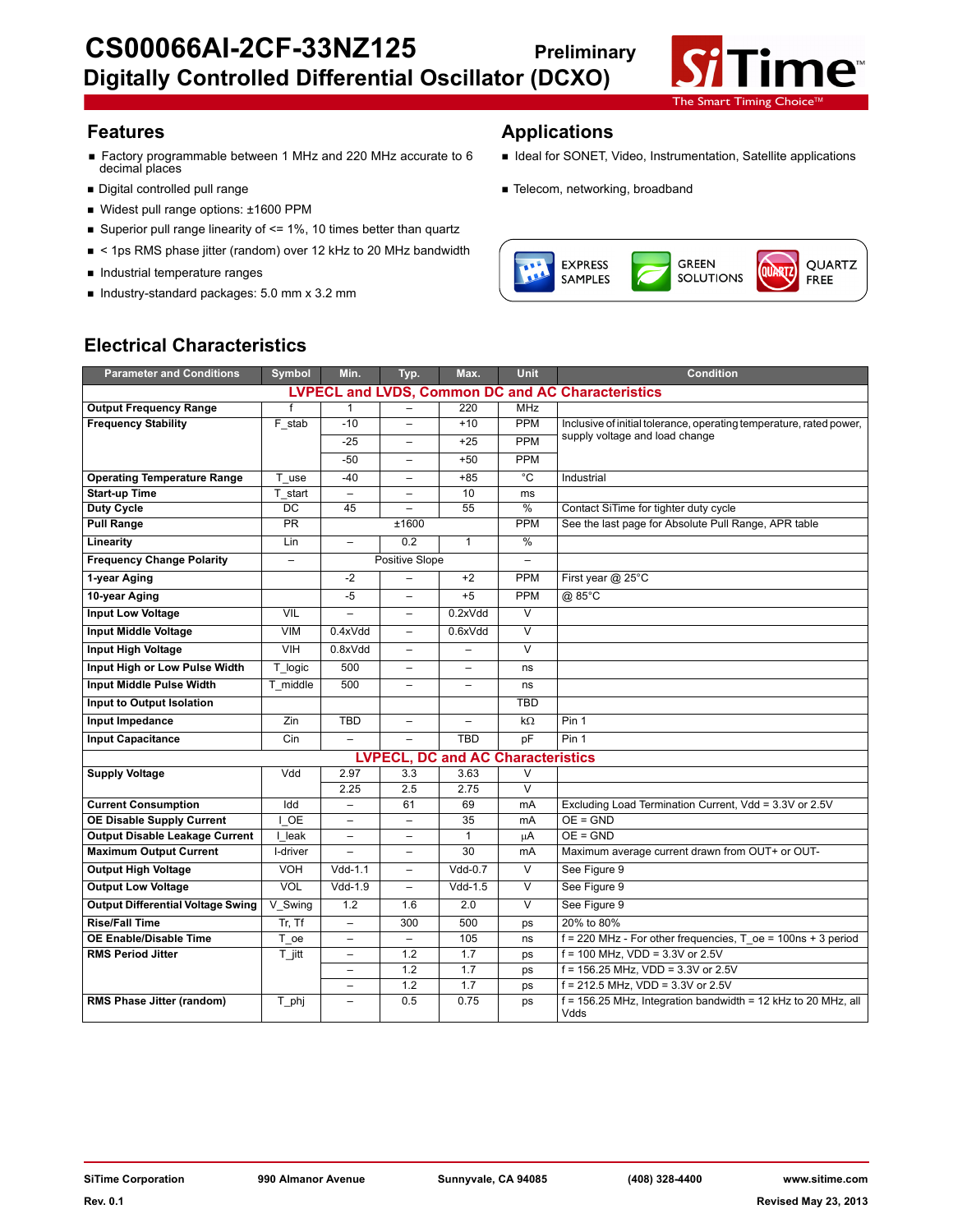# CS00066AI-2CF-33NZ125

**Preliminary**

## Digitally Controlled Differential Oscillator (DCXO)

## Features

- Factory programmable between 1 MHz and 220 MHz accurate to 6 decimal places
- Digital controlled pull range
- Widest pull range options: ±1600 PPM
- Superior pull range linearity of <= 1%, 10 times better than quartz
- < 1ps RMS phase jitter (random) over 12 kHz to 20 MHz bandwidth
- Industrial temperature ranges
- Industry-standard packages: 5.0 mm x 3.2 mm

## Applications

- Ideal for SONET, Video, Instrumentation, Satellite applications
- Telecom, networking, broadband

EXPRESS SAMPLES | GREEN SOLUTIONS | QUARTZ FREE

## Electrical Characteristics

| Parameter and Conditions | Symbol | Min. | Typ. | Max. | Unit | Condition |
|---|---|---|---|---|---|---|
| **LVPECL and LVDS, Common DC and AC Characteristics** | | | | | | |
| **Output Frequency Range** | f | 1 | – | 220 | MHz | |
| **Frequency Stability** | F_stab | -10 | – | +10 | PPM | Inclusive of initial tolerance, operating temperature, rated power, supply voltage and load change |
| | | -25 | – | +25 | PPM | |
| | | -50 | – | +50 | PPM | |
| **Operating Temperature Range** | T_use | -40 | – | +85 | °C | Industrial |
| **Start-up Time** | T_start | – | – | 10 | ms | |
| **Duty Cycle** | DC | 45 | – | 55 | % | Contact SiTime for tighter duty cycle |
| **Pull Range** | PR | | ±1600 | | PPM | See the last page for Absolute Pull Range, APR table |
| **Linearity** | Lin | – | 0.2 | 1 | % | |
| **Frequency Change Polarity** | – | | Positive Slope | | – | |
| **1-year Aging** | | -2 | – | +2 | PPM | First year @ 25°C |
| **10-year Aging** | | -5 | – | +5 | PPM | @ 85°C |
| **Input Low Voltage** | VIL | – | – | 0.2xVdd | V | |
| **Input Middle Voltage** | VIM | 0.4xVdd | – | 0.6xVdd | V | |
| **Input High Voltage** | VIH | 0.8xVdd | – | – | V | |
| **Input High or Low Pulse Width** | T_logic | 500 | – | – | ns | |
| **Input Middle Pulse Width** | T_middle | 500 | – | – | ns | |
| **Input to Output Isolation** | | | | | TBD | |
| **Input Impedance** | Zin | TBD | – | – | kΩ | Pin 1 |
| **Input Capacitance** | Cin | – | – | TBD | pF | Pin 1 |
| **LVPECL, DC and AC Characteristics** | | | | | | |
| **Supply Voltage** | Vdd | 2.97 | 3.3 | 3.63 | V | |
| | | 2.25 | 2.5 | 2.75 | V | |
| **Current Consumption** | Idd | – | 61 | 69 | mA | Excluding Load Termination Current, Vdd = 3.3V or 2.5V |
| **OE Disable Supply Current** | I_OE | – | – | 35 | mA | OE = GND |
| **Output Disable Leakage Current** | I_leak | – | – | 1 | µA | OE = GND |
| **Maximum Output Current** | I-driver | – | – | 30 | mA | Maximum average current drawn from OUT+ or OUT- |
| **Output High Voltage** | VOH | Vdd-1.1 | – | Vdd-0.7 | V | See Figure 9 |
| **Output Low Voltage** | VOL | Vdd-1.9 | – | Vdd-1.5 | V | See Figure 9 |
| **Output Differential Voltage Swing** | V_Swing | 1.2 | 1.6 | 2.0 | V | See Figure 9 |
| **Rise/Fall Time** | Tr, Tf | – | 300 | 500 | ps | 20% to 80% |
| **OE Enable/Disable Time** | T_oe | – | – | 105 | ns | f = 220 MHz - For other frequencies, T_oe = 100ns + 3 period |
| **RMS Period Jitter** | T_jitt | – | 1.2 | 1.7 | ps | f = 100 MHz, VDD = 3.3V or 2.5V |
| | | – | 1.2 | 1.7 | ps | f = 156.25 MHz, VDD = 3.3V or 2.5V |
| | | – | 1.2 | 1.7 | ps | f = 212.5 MHz, VDD = 3.3V or 2.5V |
| **RMS Phase Jitter (random)** | T_phj | – | 0.5 | 0.75 | ps | f = 156.25 MHz, Integration bandwidth = 12 kHz to 20 MHz, all Vdds |

SiTime Corporation | 990 Almanor Avenue | Sunnyvale, CA 94085 | (408) 328-4400 | www.sitime.com

Rev. 0.1 | Revised May 23, 2013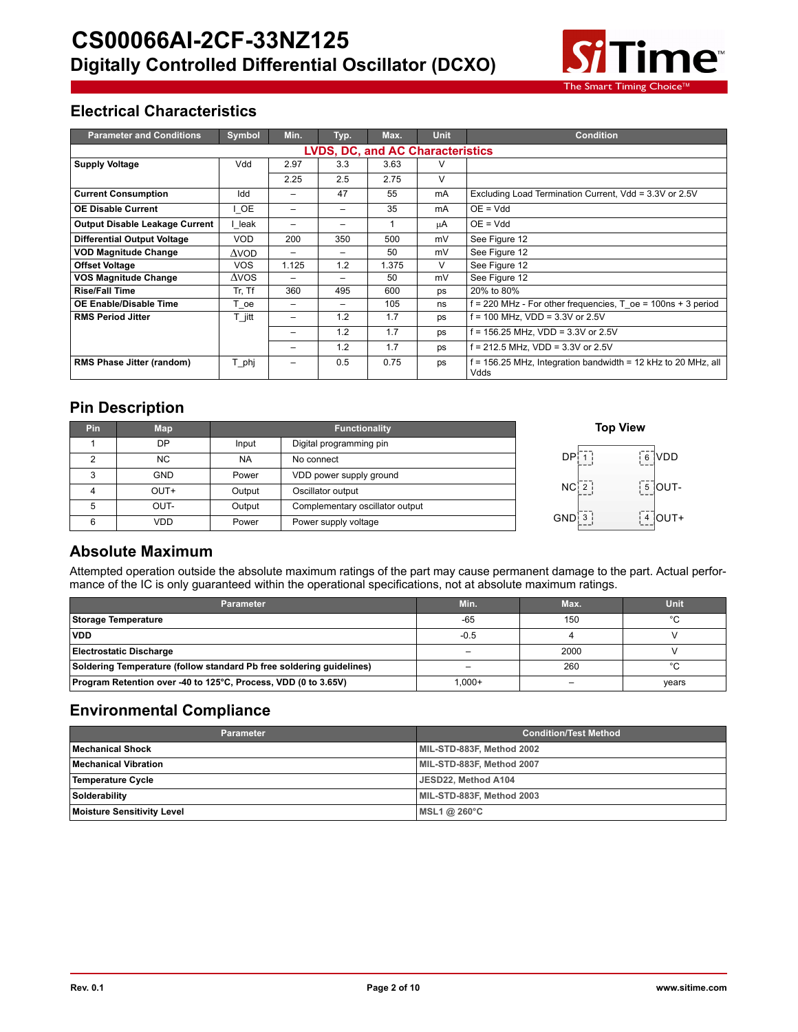# CS00066AI-2CF-33NZ125

## Digitally Controlled Differential Oscillator (DCXO)

## Electrical Characteristics

| Parameter and Conditions | Symbol | Min. | Typ. | Max. | Unit | Condition |
|---|---|---|---|---|---|---|
| **LVDS, DC, and AC Characteristics** | | | | | | |
| **Supply Voltage** | Vdd | 2.97 | 3.3 | 3.63 | V | |
| | | 2.25 | 2.5 | 2.75 | V | |
| **Current Consumption** | Idd | – | 47 | 55 | mA | Excluding Load Termination Current, Vdd = 3.3V or 2.5V |
| **OE Disable Current** | I_OE | – | – | 35 | mA | OE = Vdd |
| **Output Disable Leakage Current** | I_leak | – | – | 1 | µA | OE = Vdd |
| **Differential Output Voltage** | VOD | 200 | 350 | 500 | mV | See Figure 12 |
| **VOD Magnitude Change** | ΔVOD | – | – | 50 | mV | See Figure 12 |
| **Offset Voltage** | VOS | 1.125 | 1.2 | 1.375 | V | See Figure 12 |
| **VOS Magnitude Change** | ΔVOS | – | – | 50 | mV | See Figure 12 |
| **Rise/Fall Time** | Tr, Tf | 360 | 495 | 600 | ps | 20% to 80% |
| **OE Enable/Disable Time** | T_oe | – | – | 105 | ns | f = 220 MHz - For other frequencies, T_oe = 100ns + 3 period |
| **RMS Period Jitter** | T_jitt | – | 1.2 | 1.7 | ps | f = 100 MHz, VDD = 3.3V or 2.5V |
| | | – | 1.2 | 1.7 | ps | f = 156.25 MHz, VDD = 3.3V or 2.5V |
| | | – | 1.2 | 1.7 | ps | f = 212.5 MHz, VDD = 3.3V or 2.5V |
| **RMS Phase Jitter (random)** | T_phj | – | 0.5 | 0.75 | ps | f = 156.25 MHz, Integration bandwidth = 12 kHz to 20 MHz, all Vdds |

## Pin Description

| Pin | Map | Functionality | |
|---|---|---|---|
| 1 | DP | Input | Digital programming pin |
| 2 | NC | NA | No connect |
| 3 | GND | Power | VDD power supply ground |
| 4 | OUT+ | Output | Oscillator output |
| 5 | OUT- | Output | Complementary oscillator output |
| 6 | VDD | Power | Power supply voltage |

**Top View**

DP 1 | 6 VDD
NC 2 | 5 OUT-
GND 3 | 4 OUT+

## Absolute Maximum

Attempted operation outside the absolute maximum ratings of the part may cause permanent damage to the part. Actual performance of the IC is only guaranteed within the operational specifications, not at absolute maximum ratings.

| Parameter | Min. | Max. | Unit |
|---|---|---|---|
| **Storage Temperature** | -65 | 150 | °C |
| **VDD** | -0.5 | 4 | V |
| **Electrostatic Discharge** | – | 2000 | V |
| **Soldering Temperature (follow standard Pb free soldering guidelines)** | – | 260 | °C |
| **Program Retention over -40 to 125°C, Process, VDD (0 to 3.65V)** | 1,000+ | – | years |

## Environmental Compliance

| Parameter | Condition/Test Method |
|---|---|
| **Mechanical Shock** | MIL-STD-883F, Method 2002 |
| **Mechanical Vibration** | MIL-STD-883F, Method 2007 |
| **Temperature Cycle** | JESD22, Method A104 |
| **Solderability** | MIL-STD-883F, Method 2003 |
| **Moisture Sensitivity Level** | MSL1 @ 260°C |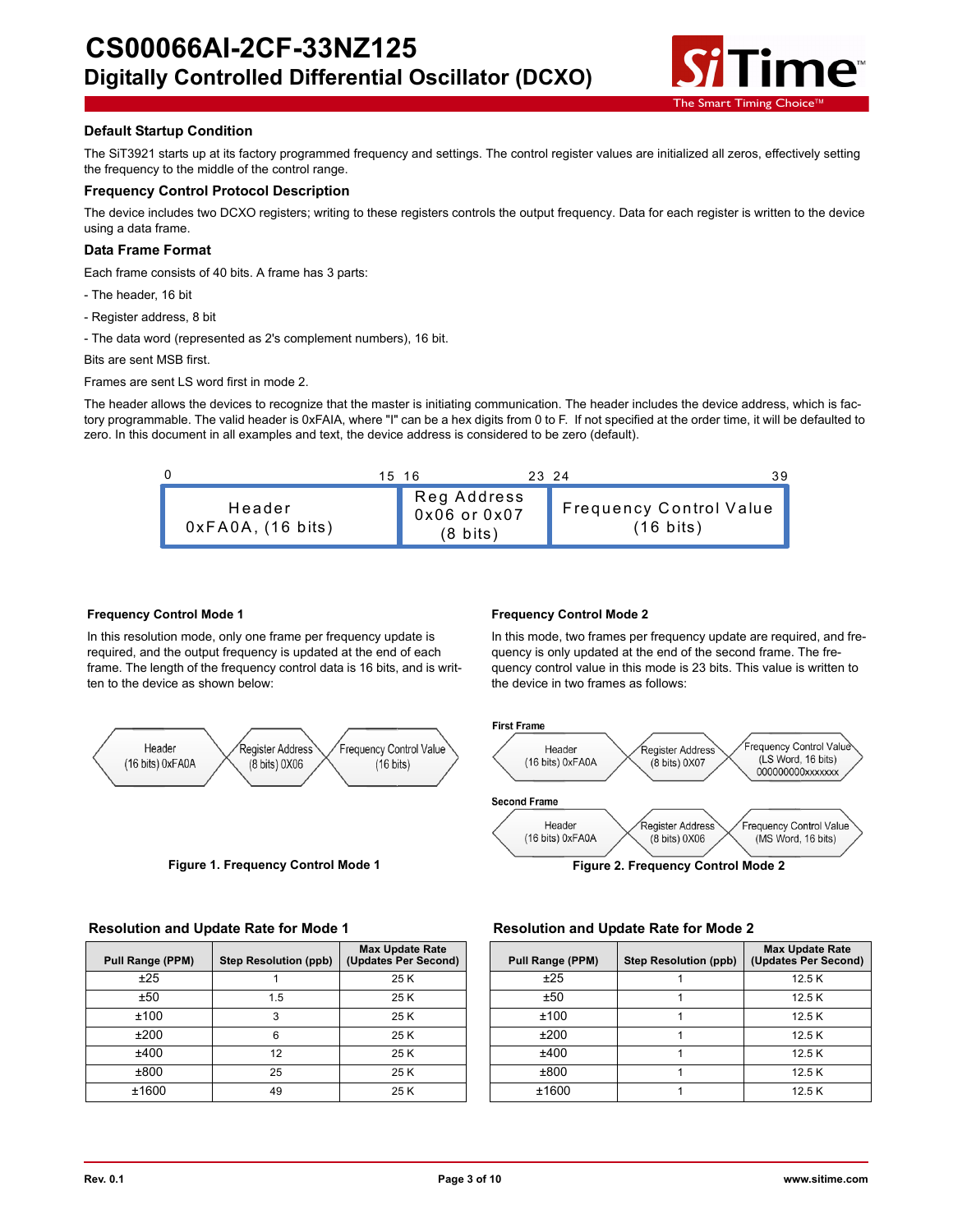### Default Startup Condition

The SiT3921 starts up at its factory programmed frequency and settings. The control register values are initialized all zeros, effectively setting the frequency to the middle of the control range.

### Frequency Control Protocol Description

The device includes two DCXO registers; writing to these registers controls the output frequency. Data for each register is written to the device using a data frame.

### Data Frame Format

Each frame consists of 40 bits. A frame has 3 parts:

- The header, 16 bit

- Register address, 8 bit

- The data word (represented as 2's complement numbers), 16 bit.

Bits are sent MSB first.

Frames are sent LS word first in mode 2.

The header allows the devices to recognize that the master is initiating communication. The header includes the device address, which is factory programmable. The valid header is 0xFAIA, where "I" can be a hex digits from 0 to F. If not specified at the order time, it will be defaulted to zero. In this document in all examples and text, the device address is considered to be zero (default).

| 0 – 15 | 16 – 23 | 24 – 39 |
|---|---|---|
| Header 0xFA0A, (16 bits) | Reg Address 0x06 or 0x07 (8 bits) | Frequency Control Value (16 bits) |

#### Frequency Control Mode 1

In this resolution mode, only one frame per frequency update is required, and the output frequency is updated at the end of each frame. The length of the frequency control data is 16 bits, and is written to the device as shown below:

| Header (16 bits) 0xFA0A | Register Address (8 bits) 0X06 | Frequency Control Value (16 bits) |
|---|---|---|

**Figure 1. Frequency Control Mode 1**

#### Frequency Control Mode 2

In this mode, two frames per frequency update are required, and frequency is only updated at the end of the second frame. The frequency control value in this mode is 23 bits. This value is written to the device in two frames as follows:

**First Frame**

| Header (16 bits) 0xFA0A | Register Address (8 bits) 0X07 | Frequency Control Value (LS Word, 16 bits) 000000000xxxxxxx |
|---|---|---|

**Second Frame**

| Header (16 bits) 0xFA0A | Register Address (8 bits) 0X06 | Frequency Control Value (MS Word, 16 bits) |
|---|---|---|

**Figure 2. Frequency Control Mode 2**

### Resolution and Update Rate for Mode 1

| Pull Range (PPM) | Step Resolution (ppb) | Max Update Rate (Updates Per Second) |
|---|---|---|
| ±25 | 1 | 25 K |
| ±50 | 1.5 | 25 K |
| ±100 | 3 | 25 K |
| ±200 | 6 | 25 K |
| ±400 | 12 | 25 K |
| ±800 | 25 | 25 K |
| ±1600 | 49 | 25 K |

### Resolution and Update Rate for Mode 2

| Pull Range (PPM) | Step Resolution (ppb) | Max Update Rate (Updates Per Second) |
|---|---|---|
| ±25 | 1 | 12.5 K |
| ±50 | 1 | 12.5 K |
| ±100 | 1 | 12.5 K |
| ±200 | 1 | 12.5 K |
| ±400 | 1 | 12.5 K |
| ±800 | 1 | 12.5 K |
| ±1600 | 1 | 12.5 K |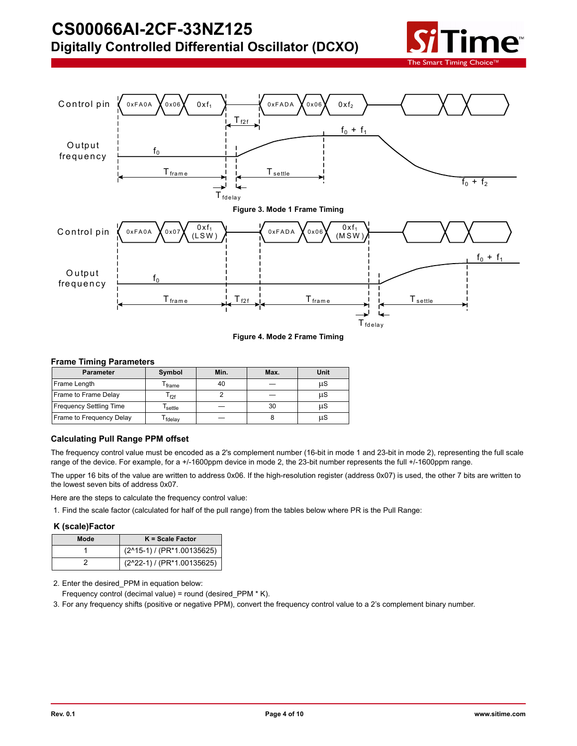Figure 3. Mode 1 Frame Timing

Figure 4. Mode 2 Frame Timing

### Frame Timing Parameters

| Parameter | Symbol | Min. | Max. | Unit |
|---|---|---|---|---|
| Frame Length | $T_{frame}$ | 40 | — | µS |
| Frame to Frame Delay | $T_{f2f}$ | 2 | — | µS |
| Frequency Settling Time | $T_{settle}$ | — | 30 | µS |
| Frame to Frequency Delay | $T_{fdelay}$ | — | 8 | µS |

### Calculating Pull Range PPM offset

The frequency control value must be encoded as a 2's complement number (16-bit in mode 1 and 23-bit in mode 2), representing the full scale range of the device. For example, for a +/-1600ppm device in mode 2, the 23-bit number represents the full +/-1600ppm range.

The upper 16 bits of the value are written to address 0x06. If the high-resolution register (address 0x07) is used, the other 7 bits are written to the lowest seven bits of address 0x07.

Here are the steps to calculate the frequency control value:

1. Find the scale factor (calculated for half of the pull range) from the tables below where PR is the Pull Range:

#### K (scale)Factor

| Mode | K = Scale Factor |
|---|---|
| 1 | (2^15-1) / (PR*1.00135625) |
| 2 | (2^22-1) / (PR*1.00135625) |

2. Enter the desired_PPM in equation below:
   Frequency control (decimal value) = round (desired_PPM * K).
3. For any frequency shifts (positive or negative PPM), convert the frequency control value to a 2's complement binary number.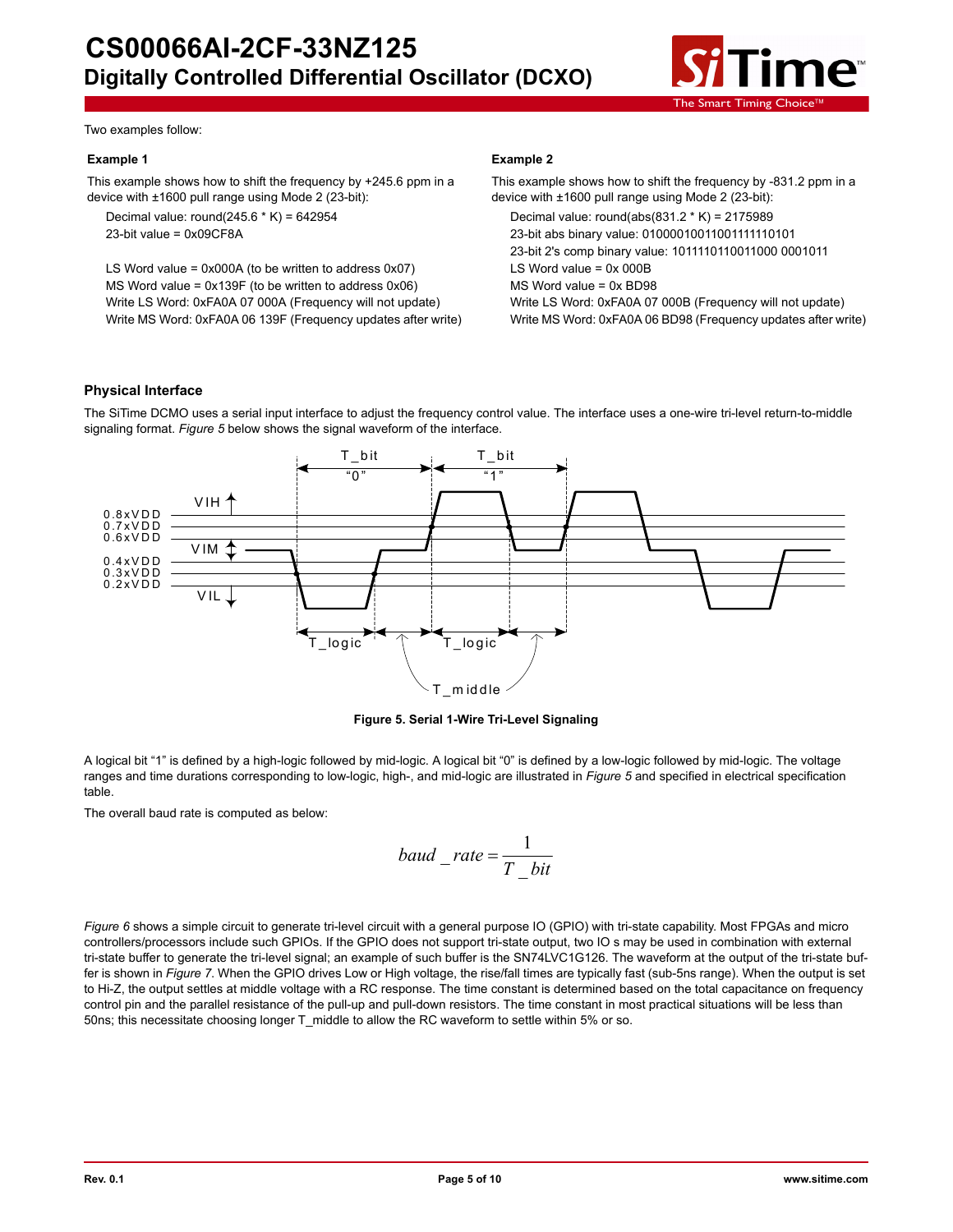Two examples follow:

**Example 1**

This example shows how to shift the frequency by +245.6 ppm in a device with ±1600 pull range using Mode 2 (23-bit):

Decimal value: round(245.6 * K) = 642954
23-bit value = 0x09CF8A

LS Word value = 0x000A (to be written to address 0x07)
MS Word value = 0x139F (to be written to address 0x06)
Write LS Word: 0xFA0A 07 000A (Frequency will not update)
Write MS Word: 0xFA0A 06 139F (Frequency updates after write)

**Example 2**

This example shows how to shift the frequency by -831.2 ppm in a device with ±1600 pull range using Mode 2 (23-bit):

Decimal value: round(abs(831.2 * K) = 2175989
23-bit abs binary value: 01000010011001111110101
23-bit 2's comp binary value: 1011110110011000 0001011
LS Word value = 0x 000B
MS Word value = 0x BD98
Write LS Word: 0xFA0A 07 000B (Frequency will not update)
Write MS Word: 0xFA0A 06 BD98 (Frequency updates after write)

### Physical Interface

The SiTime DCMO uses a serial input interface to adjust the frequency control value. The interface uses a one-wire tri-level return-to-middle signaling format. *Figure 5* below shows the signal waveform of the interface.

**Figure 5. Serial 1-Wire Tri-Level Signaling**

A logical bit "1" is defined by a high-logic followed by mid-logic. A logical bit "0" is defined by a low-logic followed by mid-logic. The voltage ranges and time durations corresponding to low-logic, high-, and mid-logic are illustrated in *Figure 5* and specified in electrical specification table.

The overall baud rate is computed as below:

$$baud\_rate = \frac{1}{T\_bit}$$

*Figure 6* shows a simple circuit to generate tri-level circuit with a general purpose IO (GPIO) with tri-state capability. Most FPGAs and micro controllers/processors include such GPIOs. If the GPIO does not support tri-state output, two IO s may be used in combination with external tri-state buffer to generate the tri-level signal; an example of such buffer is the SN74LVC1G126. The waveform at the output of the tri-state buffer is shown in *Figure 7*. When the GPIO drives Low or High voltage, the rise/fall times are typically fast (sub-5ns range). When the output is set to Hi-Z, the output settles at middle voltage with a RC response. The time constant is determined based on the total capacitance on frequency control pin and the parallel resistance of the pull-up and pull-down resistors. The time constant in most practical situations will be less than 50ns; this necessitate choosing longer T_middle to allow the RC waveform to settle within 5% or so.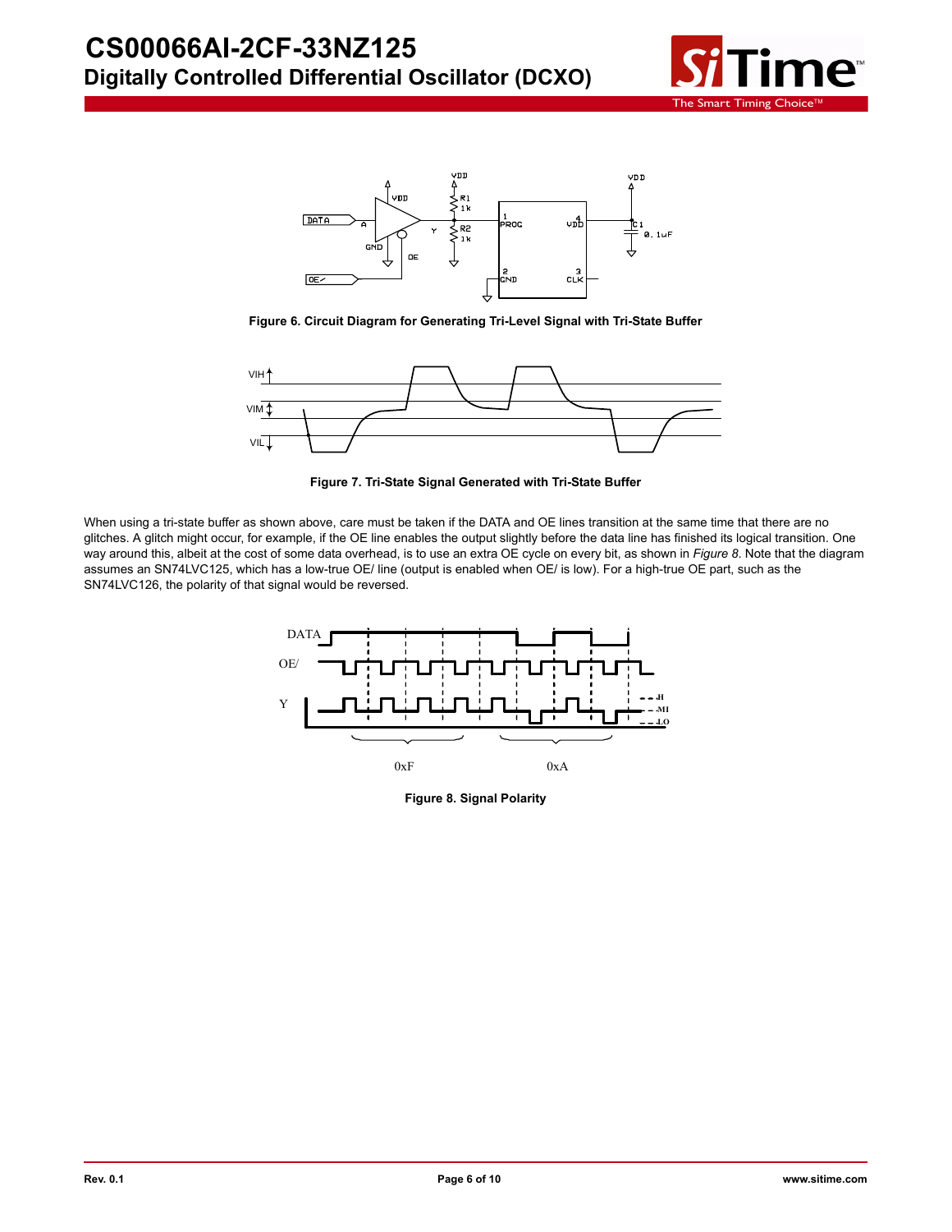Figure 6. Circuit Diagram for Generating Tri-Level Signal with Tri-State Buffer

Figure 7. Tri-State Signal Generated with Tri-State Buffer

When using a tri-state buffer as shown above, care must be taken if the DATA and OE lines transition at the same time that there are no glitches. A glitch might occur, for example, if the OE line enables the output slightly before the data line has finished its logical transition. One way around this, albeit at the cost of some data overhead, is to use an extra OE cycle on every bit, as shown in *Figure 8*. Note that the diagram assumes an SN74LVC125, which has a low-true OE/ line (output is enabled when OE/ is low). For a high-true OE part, such as the SN74LVC126, the polarity of that signal would be reversed.

Figure 8. Signal Polarity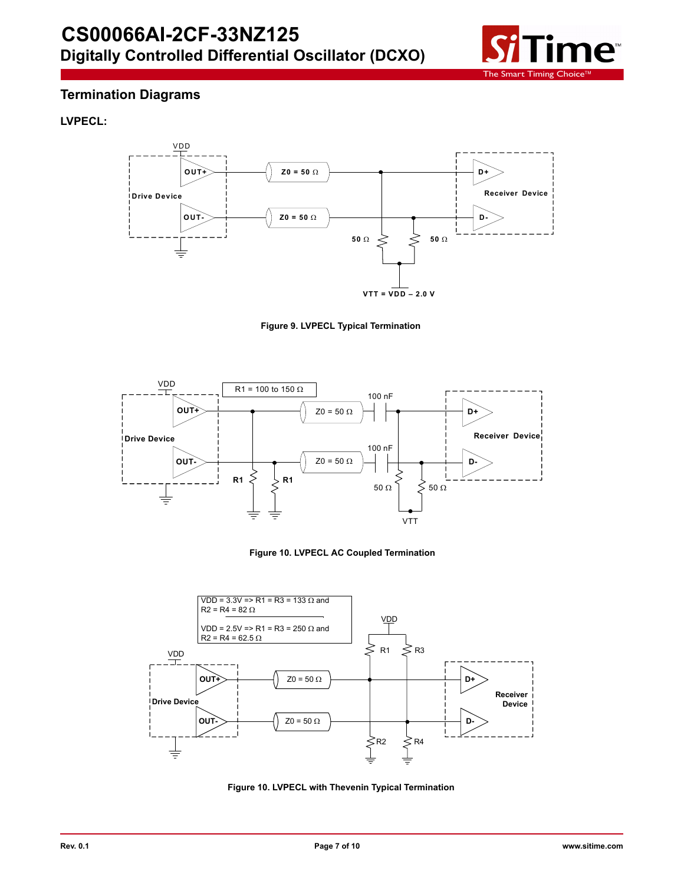## Termination Diagrams

### LVPECL:

Figure 9. LVPECL Typical Termination

Figure 10. LVPECL AC Coupled Termination

Figure 10. LVPECL with Thevenin Typical Termination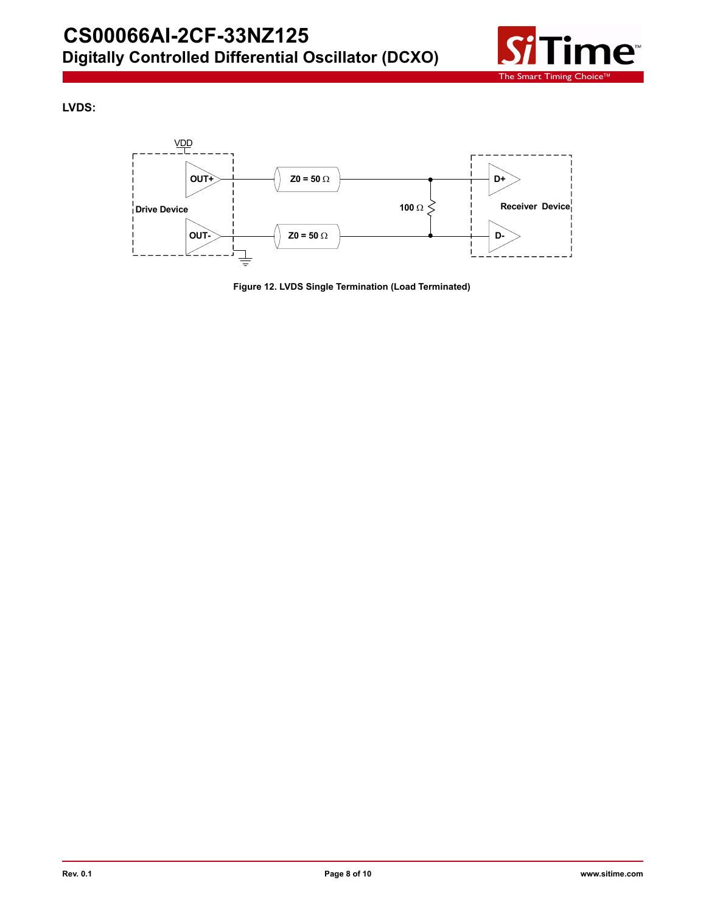**LVDS:**

VDD

OUT+

Drive Device

OUT-

Z0 = 50 Ω

Z0 = 50 Ω

100 Ω

D+

Receiver Device

D-

**Figure 12. LVDS Single Termination (Load Terminated)**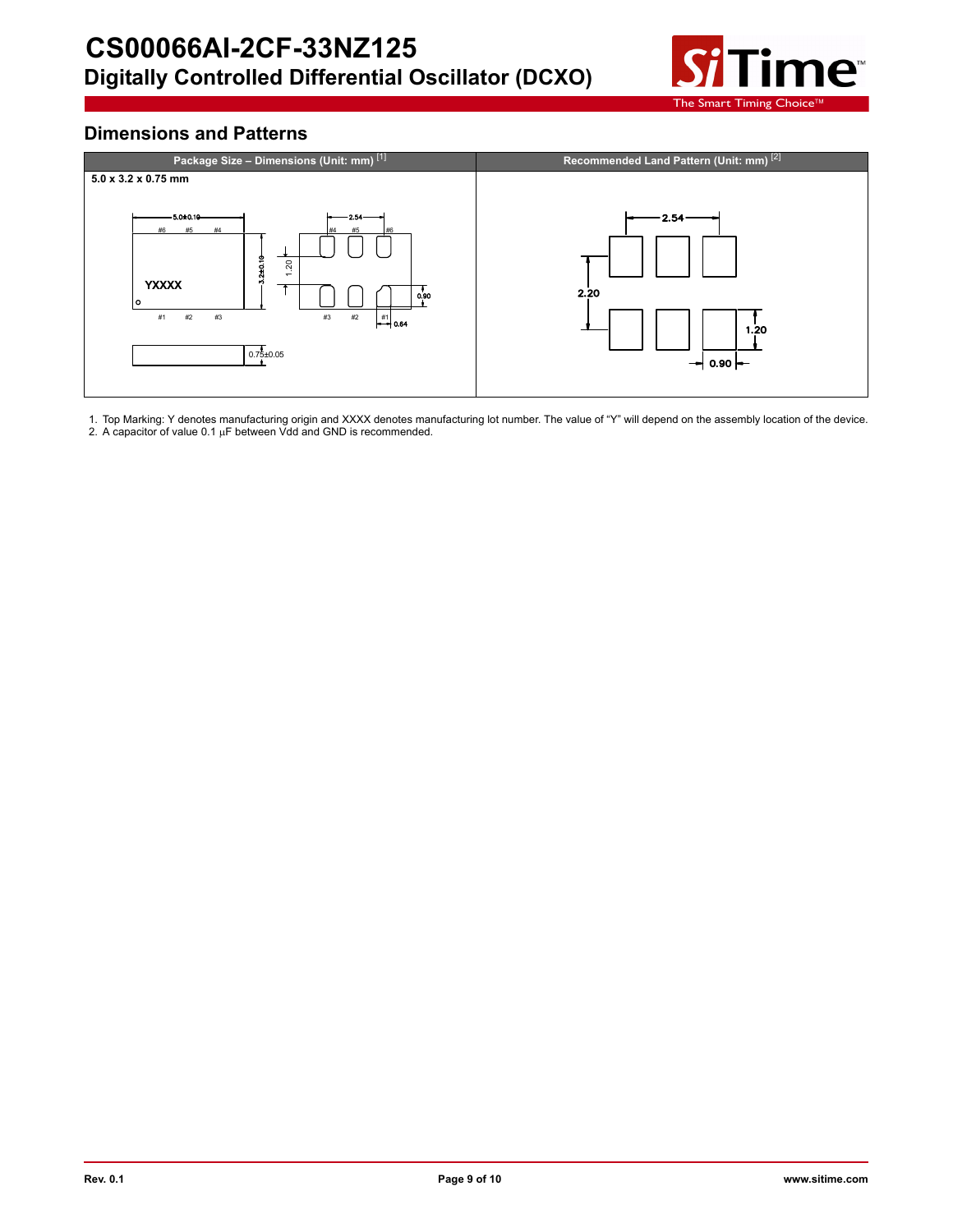## Dimensions and Patterns

| Package Size – Dimensions (Unit: mm) [1] | Recommended Land Pattern (Unit: mm) [2] |
|---|---|
| 5.0 x 3.2 x 0.75 mm | |

1. Top Marking: Y denotes manufacturing origin and XXXX denotes manufacturing lot number. The value of "Y" will depend on the assembly location of the device.
2. A capacitor of value 0.1 µF between Vdd and GND is recommended.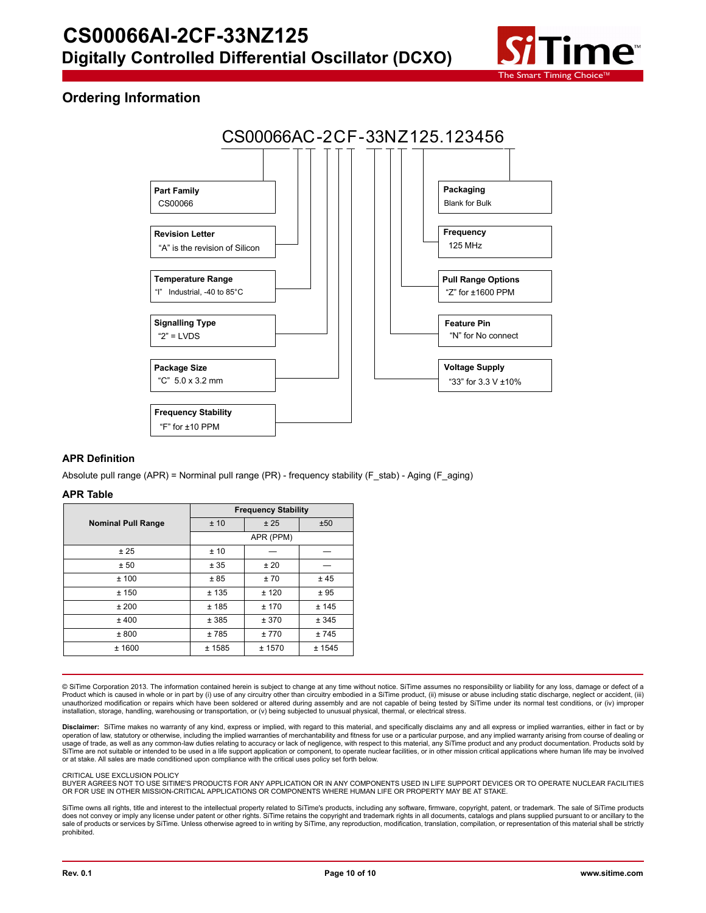## Ordering Information

CS00066AC-2CF-33NZ125.123456

**Part Family**
CS00066

**Revision Letter**
"A" is the revision of Silicon

**Temperature Range**
"I" Industrial, -40 to 85°C

**Signalling Type**
"2" = LVDS

**Package Size**
"C" 5.0 x 3.2 mm

**Frequency Stability**
"F" for ±10 PPM

**Packaging**
Blank for Bulk

**Frequency**
125 MHz

**Pull Range Options**
"Z" for ±1600 PPM

**Feature Pin**
"N" for No connect

**Voltage Supply**
"33" for 3.3 V ±10%

### APR Definition

Absolute pull range (APR) = Norminal pull range (PR) - frequency stability (F_stab) - Aging (F_aging)

### APR Table

| Nominal Pull Range | Frequency Stability | | |
|---|---|---|---|
| | ± 10 | ± 25 | ±50 |
| | APR (PPM) | | |
| ± 25 | ± 10 | — | — |
| ± 50 | ± 35 | ± 20 | — |
| ± 100 | ± 85 | ± 70 | ± 45 |
| ± 150 | ± 135 | ± 120 | ± 95 |
| ± 200 | ± 185 | ± 170 | ± 145 |
| ± 400 | ± 385 | ± 370 | ± 345 |
| ± 800 | ± 785 | ± 770 | ± 745 |
| ± 1600 | ± 1585 | ± 1570 | ± 1545 |

© SiTime Corporation 2013. The information contained herein is subject to change at any time without notice. SiTime assumes no responsibility or liability for any loss, damage or defect of a Product which is caused in whole or in part by (i) use of any circuitry other than circuitry embodied in a SiTime product, (ii) misuse or abuse including static discharge, neglect or accident, (iii) unauthorized modification or repairs which have been soldered or altered during assembly and are not capable of being tested by SiTime under its normal test conditions, or (iv) improper installation, storage, handling, warehousing or transportation, or (v) being subjected to unusual physical, thermal, or electrical stress.

**Disclaimer:** SiTime makes no warranty of any kind, express or implied, with regard to this material, and specifically disclaims any and all express or implied warranties, either in fact or by operation of law, statutory or otherwise, including the implied warranties of merchantability and fitness for use or a particular purpose, and any implied warranty arising from course of dealing or usage of trade, as well as any common-law duties relating to accuracy or lack of negligence, with respect to this material, any SiTime product and any product documentation. Products sold by SiTime are not suitable or intended to be used in a life support application or component, to operate nuclear facilities, or in other mission critical applications where human life may be involved or at stake. All sales are made conditioned upon compliance with the critical uses policy set forth below.

CRITICAL USE EXCLUSION POLICY
BUYER AGREES NOT TO USE SITIME'S PRODUCTS FOR ANY APPLICATION OR IN ANY COMPONENTS USED IN LIFE SUPPORT DEVICES OR TO OPERATE NUCLEAR FACILITIES OR FOR USE IN OTHER MISSION-CRITICAL APPLICATIONS OR COMPONENTS WHERE HUMAN LIFE OR PROPERTY MAY BE AT STAKE.

SiTime owns all rights, title and interest to the intellectual property related to SiTime's products, including any software, firmware, copyright, patent, or trademark. The sale of SiTime products does not convey or imply any license under patent or other rights. SiTime retains the copyright and trademark rights in all documents, catalogs and plans supplied pursuant to or ancillary to the sale of products or services by SiTime. Unless otherwise agreed to in writing by SiTime, any reproduction, modification, translation, compilation, or representation of this material shall be strictly prohibited.